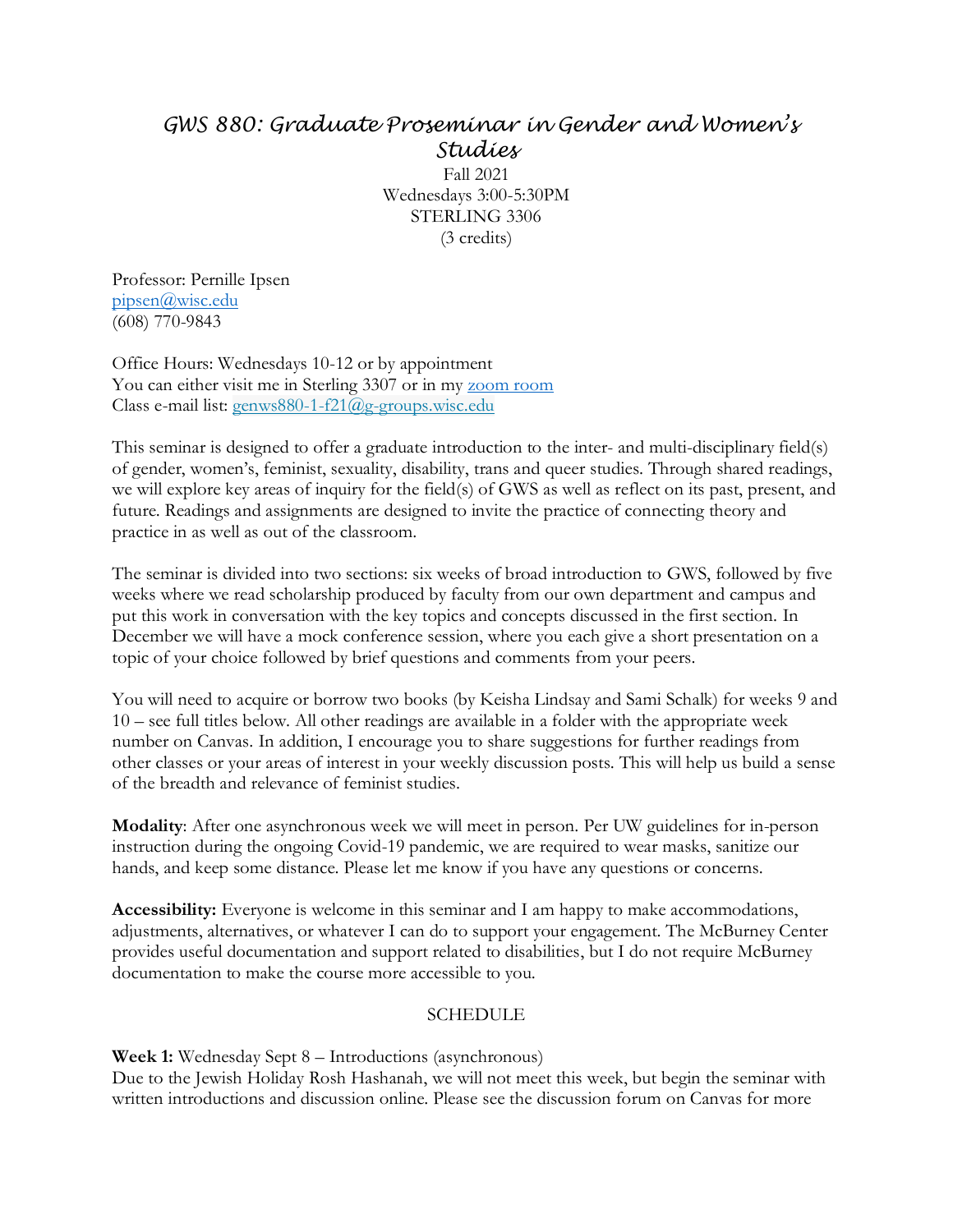# GWS 880: Graduate Proseminar in Gender and Women's Studies

Fall 2021
Wednesdays 3:00-5:30PM
STERLING 3306
(3 credits)

Professor: Pernille Ipsen
pipsen@wisc.edu
(608) 770-9843

Office Hours: Wednesdays 10-12 or by appointment
You can either visit me in Sterling 3307 or in my zoom room
Class e-mail list: genws880-1-f21@g-groups.wisc.edu

This seminar is designed to offer a graduate introduction to the inter- and multi-disciplinary field(s) of gender, women's, feminist, sexuality, disability, trans and queer studies. Through shared readings, we will explore key areas of inquiry for the field(s) of GWS as well as reflect on its past, present, and future. Readings and assignments are designed to invite the practice of connecting theory and practice in as well as out of the classroom.

The seminar is divided into two sections: six weeks of broad introduction to GWS, followed by five weeks where we read scholarship produced by faculty from our own department and campus and put this work in conversation with the key topics and concepts discussed in the first section. In December we will have a mock conference session, where you each give a short presentation on a topic of your choice followed by brief questions and comments from your peers.

You will need to acquire or borrow two books (by Keisha Lindsay and Sami Schalk) for weeks 9 and 10 – see full titles below. All other readings are available in a folder with the appropriate week number on Canvas. In addition, I encourage you to share suggestions for further readings from other classes or your areas of interest in your weekly discussion posts. This will help us build a sense of the breadth and relevance of feminist studies.

**Modality**: After one asynchronous week we will meet in person. Per UW guidelines for in-person instruction during the ongoing Covid-19 pandemic, we are required to wear masks, sanitize our hands, and keep some distance. Please let me know if you have any questions or concerns.

**Accessibility:** Everyone is welcome in this seminar and I am happy to make accommodations, adjustments, alternatives, or whatever I can do to support your engagement. The McBurney Center provides useful documentation and support related to disabilities, but I do not require McBurney documentation to make the course more accessible to you.

## SCHEDULE

**Week 1:** Wednesday Sept 8 – Introductions (asynchronous)
Due to the Jewish Holiday Rosh Hashanah, we will not meet this week, but begin the seminar with written introductions and discussion online. Please see the discussion forum on Canvas for more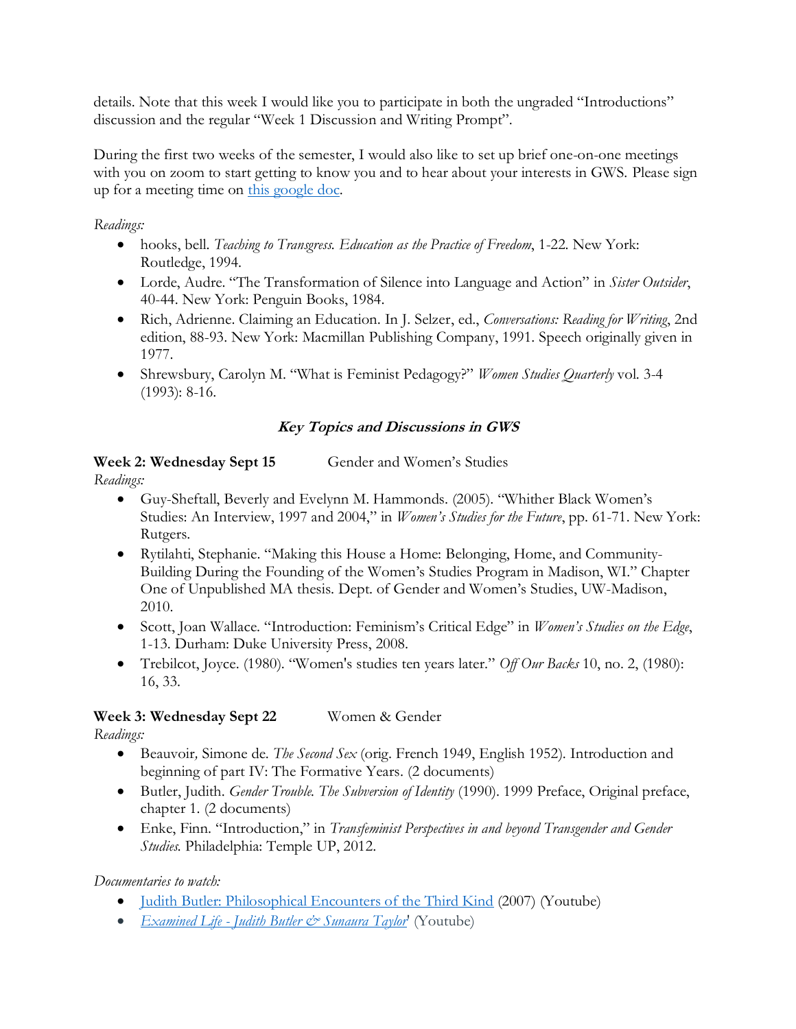details. Note that this week I would like you to participate in both the ungraded "Introductions" discussion and the regular "Week 1 Discussion and Writing Prompt".

During the first two weeks of the semester, I would also like to set up brief one-on-one meetings with you on zoom to start getting to know you and to hear about your interests in GWS. Please sign up for a meeting time on [this google doc](#).

*Readings:*

- hooks, bell. *Teaching to Transgress. Education as the Practice of Freedom*, 1-22. New York: Routledge, 1994.
- Lorde, Audre. "The Transformation of Silence into Language and Action" in *Sister Outsider*, 40-44. New York: Penguin Books, 1984.
- Rich, Adrienne. Claiming an Education. In J. Selzer, ed., *Conversations: Reading for Writing*, 2nd edition, 88-93. New York: Macmillan Publishing Company, 1991. Speech originally given in 1977.
- Shrewsbury, Carolyn M. "What is Feminist Pedagogy?" *Women Studies Quarterly* vol. 3-4 (1993): 8-16.

## ***Key Topics and Discussions in GWS***

**Week 2: Wednesday Sept 15** Gender and Women's Studies

*Readings:*

- Guy-Sheftall, Beverly and Evelynn M. Hammonds. (2005). "Whither Black Women's Studies: An Interview, 1997 and 2004," in *Women's Studies for the Future*, pp. 61-71. New York: Rutgers.
- Rytilahti, Stephanie. "Making this House a Home: Belonging, Home, and Community-Building During the Founding of the Women's Studies Program in Madison, WI." Chapter One of Unpublished MA thesis. Dept. of Gender and Women's Studies, UW-Madison, 2010.
- Scott, Joan Wallace. "Introduction: Feminism's Critical Edge" in *Women's Studies on the Edge*, 1-13. Durham: Duke University Press, 2008.
- Trebilcot, Joyce. (1980). "Women's studies ten years later." *Off Our Backs* 10, no. 2, (1980): 16, 33.

**Week 3: Wednesday Sept 22** Women & Gender

*Readings:*

- Beauvoir, Simone de. *The Second Sex* (orig. French 1949, English 1952). Introduction and beginning of part IV: The Formative Years. (2 documents)
- Butler, Judith. *Gender Trouble. The Subversion of Identity* (1990). 1999 Preface, Original preface, chapter 1. (2 documents)
- Enke, Finn. "Introduction," in *Transfeminist Perspectives in and beyond Transgender and Gender Studies.* Philadelphia: Temple UP, 2012.

*Documentaries to watch:*

- [Judith Butler: Philosophical Encounters of the Third Kind](#) (2007) (Youtube)
- [*Examined Life - Judith Butler & Sunaura Taylor*](#)' (Youtube)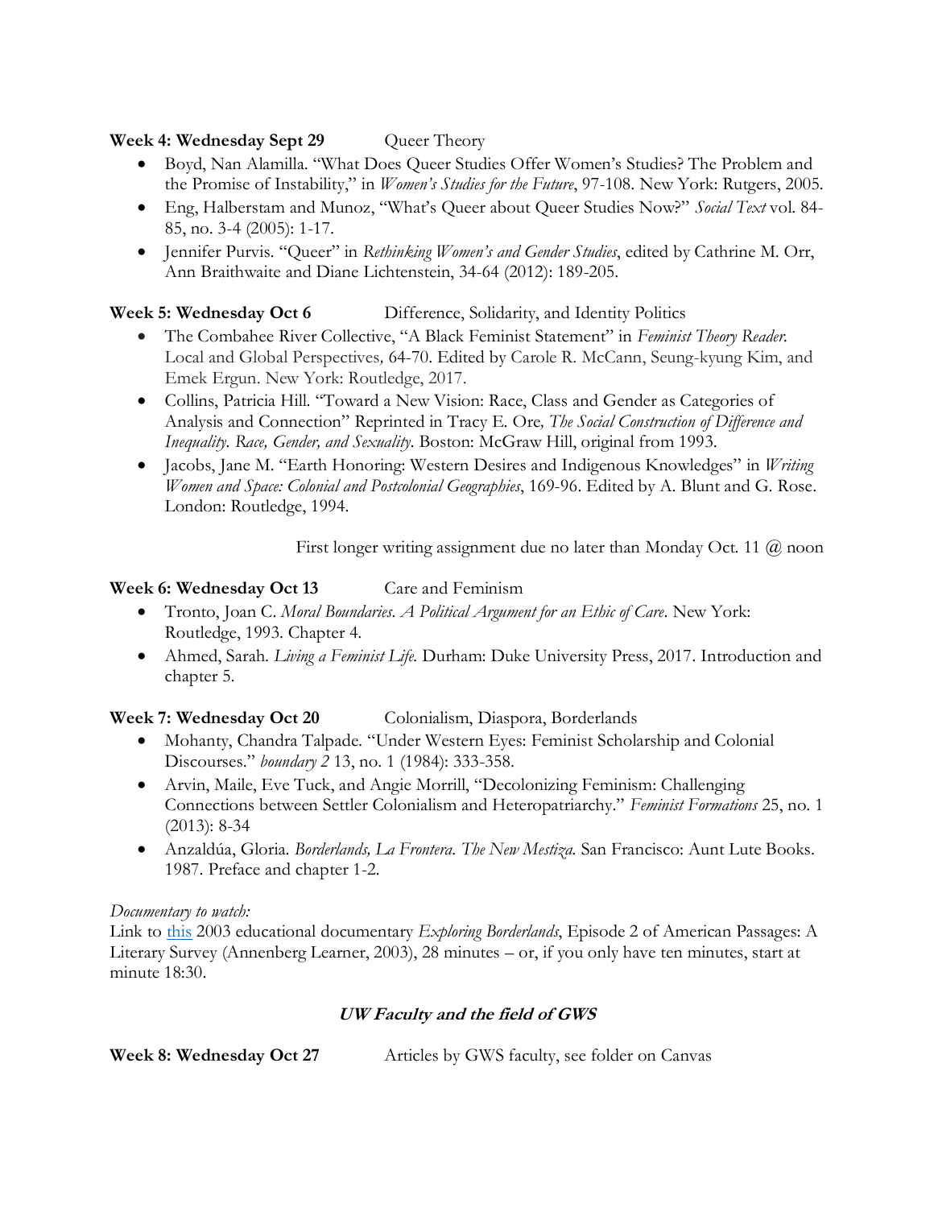**Week 4: Wednesday Sept 29** Queer Theory

- Boyd, Nan Alamilla. "What Does Queer Studies Offer Women's Studies? The Problem and the Promise of Instability," in *Women's Studies for the Future*, 97-108. New York: Rutgers, 2005.
- Eng, Halberstam and Munoz, "What's Queer about Queer Studies Now?" *Social Text* vol. 84-85, no. 3-4 (2005): 1-17.
- Jennifer Purvis. "Queer" in *Rethinking Women's and Gender Studies*, edited by Cathrine M. Orr, Ann Braithwaite and Diane Lichtenstein, 34-64 (2012): 189-205.

**Week 5: Wednesday Oct 6** Difference, Solidarity, and Identity Politics

- The Combahee River Collective, "A Black Feminist Statement" in *Feminist Theory Reader.* Local and Global Perspectives*,* 64-70. Edited by Carole R. McCann, Seung-kyung Kim, and Emek Ergun. New York: Routledge, 2017.
- Collins, Patricia Hill. "Toward a New Vision: Race, Class and Gender as Categories of Analysis and Connection" Reprinted in Tracy E. Ore*, The Social Construction of Difference and Inequality. Race, Gender, and Sexuality*. Boston: McGraw Hill, original from 1993.
- Jacobs, Jane M. "Earth Honoring: Western Desires and Indigenous Knowledges" in *Writing Women and Space: Colonial and Postcolonial Geographies*, 169-96. Edited by A. Blunt and G. Rose. London: Routledge, 1994.

First longer writing assignment due no later than Monday Oct. 11 @ noon

**Week 6: Wednesday Oct 13** Care and Feminism

- Tronto, Joan C. *Moral Boundaries. A Political Argument for an Ethic of Care*. New York: Routledge, 1993. Chapter 4.
- Ahmed, Sarah. *Living a Feminist Life*. Durham: Duke University Press, 2017. Introduction and chapter 5.

**Week 7: Wednesday Oct 20** Colonialism, Diaspora, Borderlands

- Mohanty, Chandra Talpade. "Under Western Eyes: Feminist Scholarship and Colonial Discourses." *boundary 2* 13, no. 1 (1984): 333-358.
- Arvin, Maile, Eve Tuck, and Angie Morrill, "Decolonizing Feminism: Challenging Connections between Settler Colonialism and Heteropatriarchy." *Feminist Formations* 25, no. 1 (2013): 8-34
- Anzaldúa, Gloria. *Borderlands, La Frontera. The New Mestiza.* San Francisco: Aunt Lute Books. 1987. Preface and chapter 1-2.

*Documentary to watch:*

Link to this 2003 educational documentary *Exploring Borderlands*, Episode 2 of American Passages: A Literary Survey (Annenberg Learner, 2003), 28 minutes – or, if you only have ten minutes, start at minute 18:30.

## ***UW Faculty and the field of GWS***

**Week 8: Wednesday Oct 27** Articles by GWS faculty, see folder on Canvas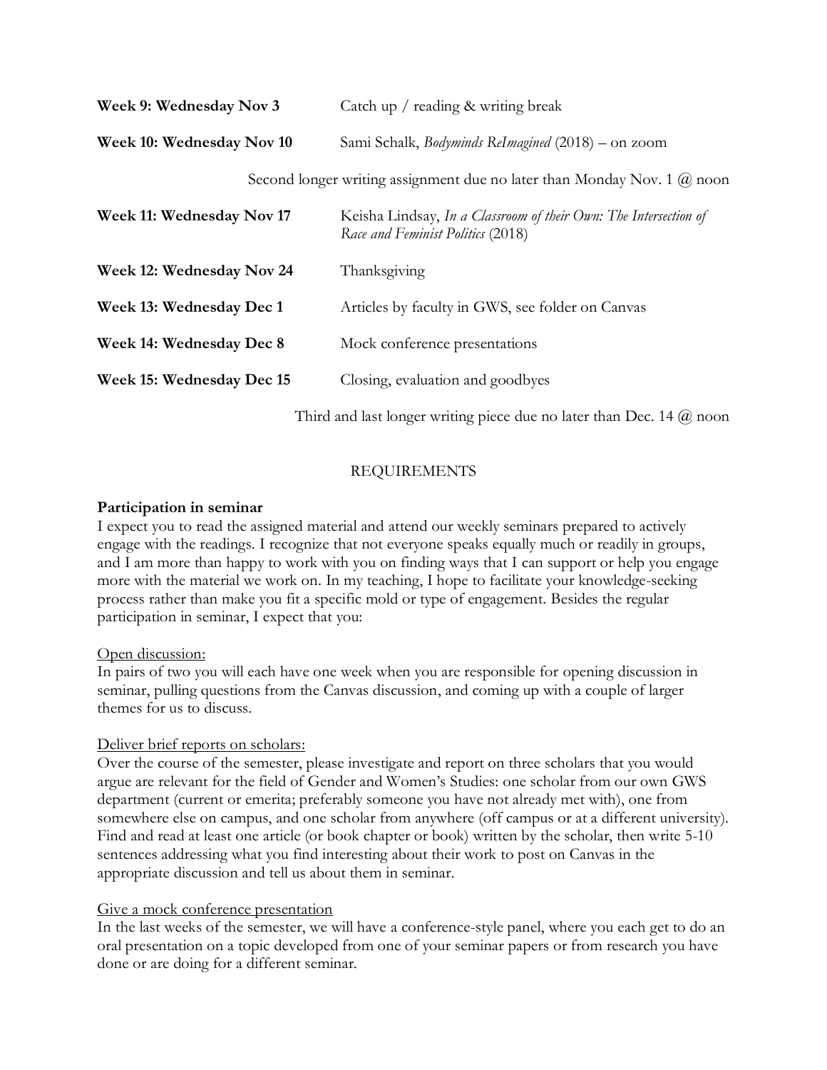**Week 9: Wednesday Nov 3** Catch up / reading & writing break

**Week 10: Wednesday Nov 10** Sami Schalk, *Bodyminds ReImagined* (2018) – on zoom

Second longer writing assignment due no later than Monday Nov. 1 @ noon

**Week 11: Wednesday Nov 17** Keisha Lindsay, *In a Classroom of their Own: The Intersection of Race and Feminist Politics* (2018)

**Week 12: Wednesday Nov 24** Thanksgiving

**Week 13: Wednesday Dec 1** Articles by faculty in GWS, see folder on Canvas

**Week 14: Wednesday Dec 8** Mock conference presentations

**Week 15: Wednesday Dec 15** Closing, evaluation and goodbyes

Third and last longer writing piece due no later than Dec. 14 @ noon

## REQUIREMENTS

**Participation in seminar**

I expect you to read the assigned material and attend our weekly seminars prepared to actively engage with the readings. I recognize that not everyone speaks equally much or readily in groups, and I am more than happy to work with you on finding ways that I can support or help you engage more with the material we work on. In my teaching, I hope to facilitate your knowledge-seeking process rather than make you fit a specific mold or type of engagement. Besides the regular participation in seminar, I expect that you:

<u>Open discussion:</u>

In pairs of two you will each have one week when you are responsible for opening discussion in seminar, pulling questions from the Canvas discussion, and coming up with a couple of larger themes for us to discuss.

<u>Deliver brief reports on scholars:</u>

Over the course of the semester, please investigate and report on three scholars that you would argue are relevant for the field of Gender and Women's Studies: one scholar from our own GWS department (current or emerita; preferably someone you have not already met with), one from somewhere else on campus, and one scholar from anywhere (off campus or at a different university). Find and read at least one article (or book chapter or book) written by the scholar, then write 5-10 sentences addressing what you find interesting about their work to post on Canvas in the appropriate discussion and tell us about them in seminar.

<u>Give a mock conference presentation</u>

In the last weeks of the semester, we will have a conference-style panel, where you each get to do an oral presentation on a topic developed from one of your seminar papers or from research you have done or are doing for a different seminar.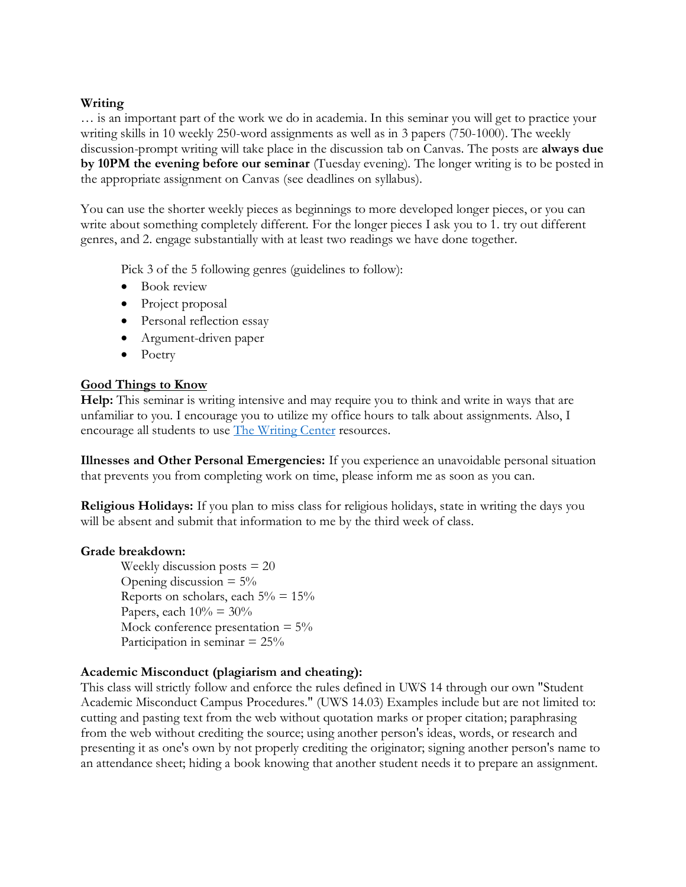**Writing**

… is an important part of the work we do in academia. In this seminar you will get to practice your writing skills in 10 weekly 250-word assignments as well as in 3 papers (750-1000). The weekly discussion-prompt writing will take place in the discussion tab on Canvas. The posts are **always due by 10PM the evening before our seminar** (Tuesday evening). The longer writing is to be posted in the appropriate assignment on Canvas (see deadlines on syllabus).

You can use the shorter weekly pieces as beginnings to more developed longer pieces, or you can write about something completely different. For the longer pieces I ask you to 1. try out different genres, and 2. engage substantially with at least two readings we have done together.

Pick 3 of the 5 following genres (guidelines to follow):

- Book review
- Project proposal
- Personal reflection essay
- Argument-driven paper
- Poetry

## Good Things to Know

**Help:** This seminar is writing intensive and may require you to think and write in ways that are unfamiliar to you. I encourage you to utilize my office hours to talk about assignments. Also, I encourage all students to use [The Writing Center] resources.

**Illnesses and Other Personal Emergencies:** If you experience an unavoidable personal situation that prevents you from completing work on time, please inform me as soon as you can.

**Religious Holidays:** If you plan to miss class for religious holidays, state in writing the days you will be absent and submit that information to me by the third week of class.

**Grade breakdown:**

Weekly discussion posts = 20
Opening discussion = 5%
Reports on scholars, each 5% = 15%
Papers, each 10% = 30%
Mock conference presentation = 5%
Participation in seminar = 25%

**Academic Misconduct (plagiarism and cheating):**

This class will strictly follow and enforce the rules defined in UWS 14 through our own "Student Academic Misconduct Campus Procedures." (UWS 14.03) Examples include but are not limited to: cutting and pasting text from the web without quotation marks or proper citation; paraphrasing from the web without crediting the source; using another person's ideas, words, or research and presenting it as one's own by not properly crediting the originator; signing another person's name to an attendance sheet; hiding a book knowing that another student needs it to prepare an assignment.